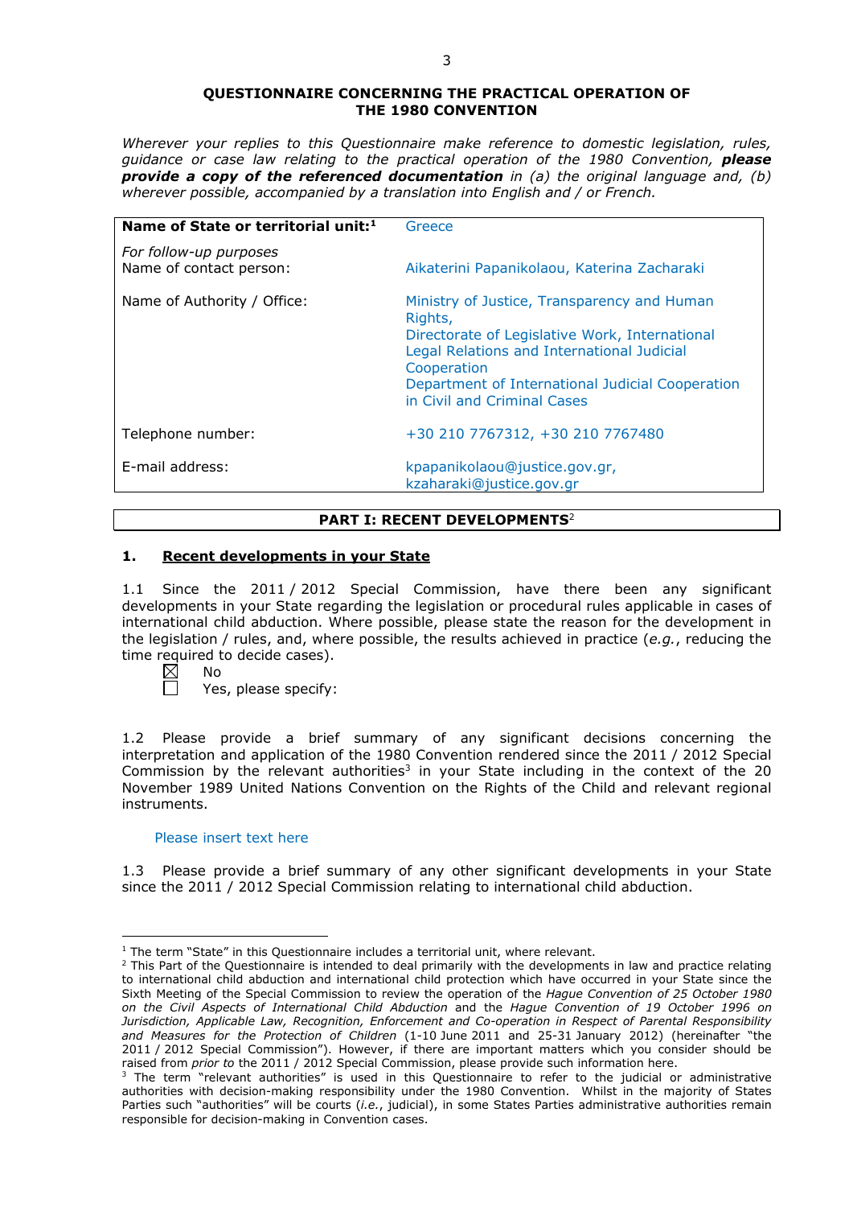# QUESTIONNAIRE CONCERNING THE PRACTICAL OPERATION OF THE 1980 CONVENTION

*Wherever your replies to this Questionnaire make reference to domestic legislation, rules, guidance or case law relating to the practical operation of the 1980 Convention,* ***please provide a copy of the referenced documentation*** *in (a) the original language and, (b) wherever possible, accompanied by a translation into English and / or French.*

| **Name of State or territorial unit:**[1] | Greece |
|---|---|
| *For follow-up purposes*<br>Name of contact person: | Aikaterini Papanikolaou, Katerina Zacharaki |
| Name of Authority / Office: | Ministry of Justice, Transparency and Human Rights,<br>Directorate of Legislative Work, International Legal Relations and International Judicial Cooperation<br>Department of International Judicial Cooperation in Civil and Criminal Cases |
| Telephone number: | +30 210 7767312, +30 210 7767480 |
| E-mail address: | kpapanikolaou@justice.gov.gr, kzaharaki@justice.gov.gr |

## PART I: RECENT DEVELOPMENTS[2]

### 1. Recent developments in your State

1.1 Since the 2011 / 2012 Special Commission, have there been any significant developments in your State regarding the legislation or procedural rules applicable in cases of international child abduction. Where possible, please state the reason for the development in the legislation / rules, and, where possible, the results achieved in practice (*e.g.*, reducing the time required to decide cases).

☒ No
☐ Yes, please specify:

1.2 Please provide a brief summary of any significant decisions concerning the interpretation and application of the 1980 Convention rendered since the 2011 / 2012 Special Commission by the relevant authorities[3] in your State including in the context of the 20 November 1989 United Nations Convention on the Rights of the Child and relevant regional instruments.

Please insert text here

1.3 Please provide a brief summary of any other significant developments in your State since the 2011 / 2012 Special Commission relating to international child abduction.

---

[1] The term "State" in this Questionnaire includes a territorial unit, where relevant.

[2] This Part of the Questionnaire is intended to deal primarily with the developments in law and practice relating to international child abduction and international child protection which have occurred in your State since the Sixth Meeting of the Special Commission to review the operation of the *Hague Convention of 25 October 1980 on the Civil Aspects of International Child Abduction* and the *Hague Convention of 19 October 1996 on Jurisdiction, Applicable Law, Recognition, Enforcement and Co-operation in Respect of Parental Responsibility and Measures for the Protection of Children* (1-10 June 2011 and 25-31 January 2012) (hereinafter "the 2011 / 2012 Special Commission"). However, if there are important matters which you consider should be raised from *prior to* the 2011 / 2012 Special Commission, please provide such information here.

[3] The term "relevant authorities" is used in this Questionnaire to refer to the judicial or administrative authorities with decision-making responsibility under the 1980 Convention. Whilst in the majority of States Parties such "authorities" will be courts (*i.e.*, judicial), in some States Parties administrative authorities remain responsible for decision-making in Convention cases.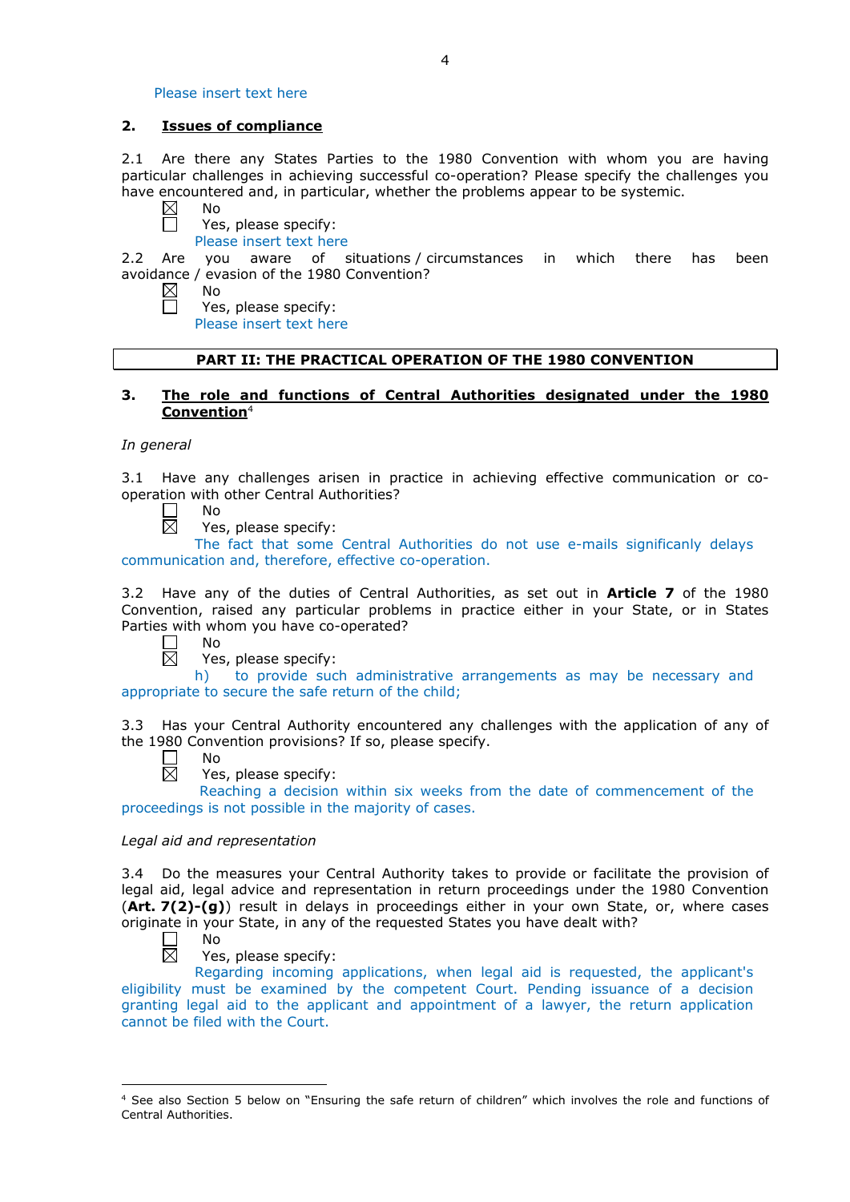Please insert text here

## 2. **Issues of compliance**

2.1 Are there any States Parties to the 1980 Convention with whom you are having particular challenges in achieving successful co-operation? Please specify the challenges you have encountered and, in particular, whether the problems appear to be systemic.

☒ No
☐ Yes, please specify:
Please insert text here

2.2 Are you aware of situations / circumstances in which there has been avoidance / evasion of the 1980 Convention?

☒ No
☐ Yes, please specify:
Please insert text here

| **PART II: THE PRACTICAL OPERATION OF THE 1980 CONVENTION** |
|---|

## 3. **The role and functions of Central Authorities designated under the 1980 Convention**[4]

*In general*

3.1 Have any challenges arisen in practice in achieving effective communication or co-operation with other Central Authorities?

☐ No
☒ Yes, please specify:
The fact that some Central Authorities do not use e-mails significanly delays communication and, therefore, effective co-operation.

3.2 Have any of the duties of Central Authorities, as set out in **Article 7** of the 1980 Convention, raised any particular problems in practice either in your State, or in States Parties with whom you have co-operated?

☐ No
☒ Yes, please specify:
h) to provide such administrative arrangements as may be necessary and appropriate to secure the safe return of the child;

3.3 Has your Central Authority encountered any challenges with the application of any of the 1980 Convention provisions? If so, please specify.

☐ No
☒ Yes, please specify:
Reaching a decision within six weeks from the date of commencement of the proceedings is not possible in the majority of cases.

*Legal aid and representation*

3.4 Do the measures your Central Authority takes to provide or facilitate the provision of legal aid, legal advice and representation in return proceedings under the 1980 Convention (**Art. 7(2)-(g)**) result in delays in proceedings either in your own State, or, where cases originate in your State, in any of the requested States you have dealt with?

☐ No
☒ Yes, please specify:
Regarding incoming applications, when legal aid is requested, the applicant's eligibility must be examined by the competent Court. Pending issuance of a decision granting legal aid to the applicant and appointment of a lawyer, the return application cannot be filed with the Court.

[4] See also Section 5 below on "Ensuring the safe return of children" which involves the role and functions of Central Authorities.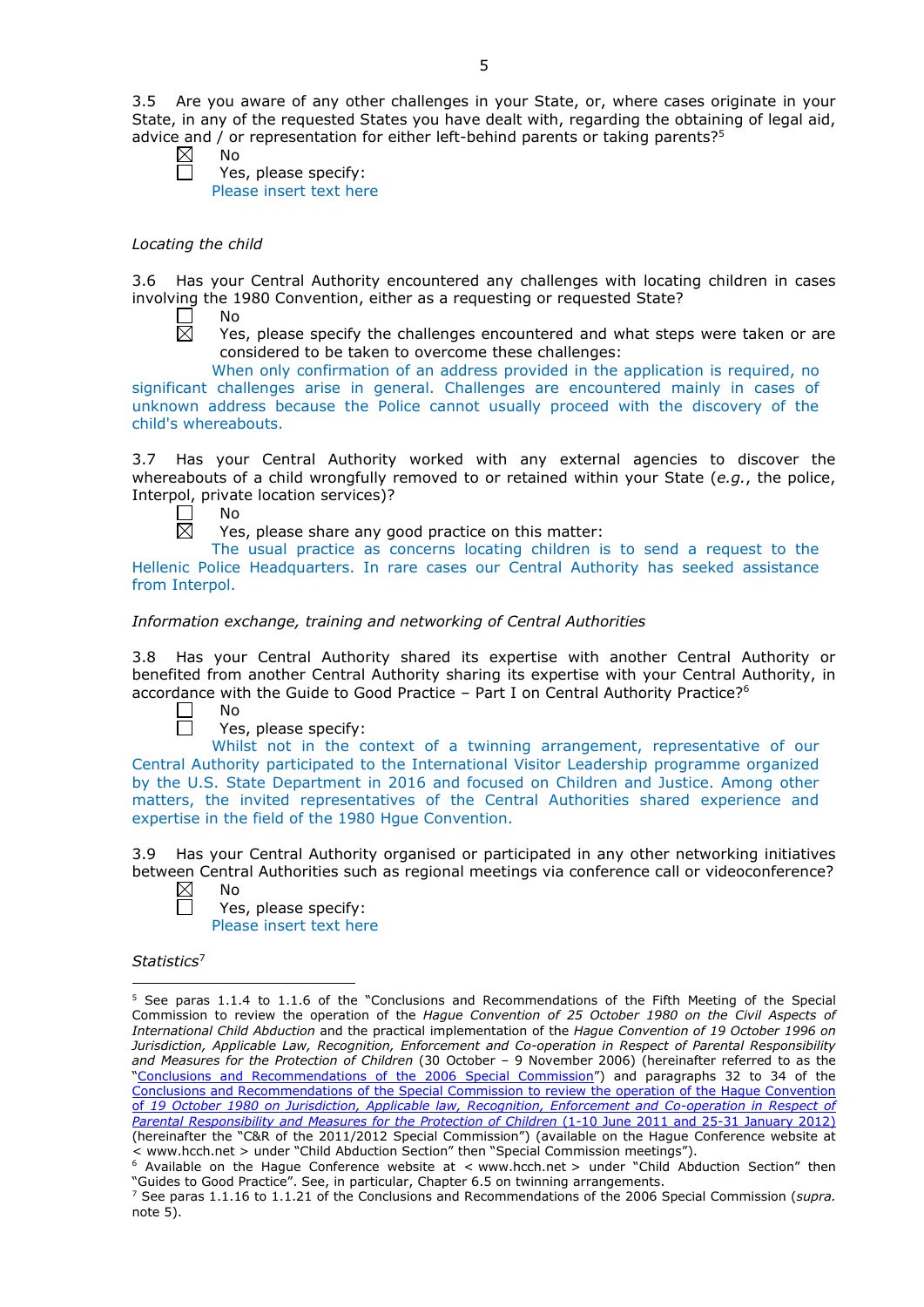3.5 Are you aware of any other challenges in your State, or, where cases originate in your State, in any of the requested States you have dealt with, regarding the obtaining of legal aid, advice and / or representation for either left-behind parents or taking parents?[5]

☒ No
☐ Yes, please specify:
Please insert text here

*Locating the child*

3.6 Has your Central Authority encountered any challenges with locating children in cases involving the 1980 Convention, either as a requesting or requested State?

☐ No
☒ Yes, please specify the challenges encountered and what steps were taken or are considered to be taken to overcome these challenges:
When only confirmation of an address provided in the application is required, no significant challenges arise in general. Challenges are encountered mainly in cases of unknown address because the Police cannot usually proceed with the discovery of the child's whereabouts.

3.7 Has your Central Authority worked with any external agencies to discover the whereabouts of a child wrongfully removed to or retained within your State (*e.g.*, the police, Interpol, private location services)?

☐ No
☒ Yes, please share any good practice on this matter:
The usual practice as concerns locating children is to send a request to the Hellenic Police Headquarters. In rare cases our Central Authority has seeked assistance from Interpol.

*Information exchange, training and networking of Central Authorities*

3.8 Has your Central Authority shared its expertise with another Central Authority or benefited from another Central Authority sharing its expertise with your Central Authority, in accordance with the Guide to Good Practice – Part I on Central Authority Practice?[6]

☐ No
☐ Yes, please specify:
Whilst not in the context of a twinning arrangement, representative of our Central Authority participated to the International Visitor Leadership programme organized by the U.S. State Department in 2016 and focused on Children and Justice. Among other matters, the invited representatives of the Central Authorities shared experience and expertise in the field of the 1980 Hgue Convention.

3.9 Has your Central Authority organised or participated in any other networking initiatives between Central Authorities such as regional meetings via conference call or videoconference?

☒ No
☐ Yes, please specify:
Please insert text here

*Statistics*[7]

---

[5] See paras 1.1.4 to 1.1.6 of the "Conclusions and Recommendations of the Fifth Meeting of the Special Commission to review the operation of the *Hague Convention of 25 October 1980 on the Civil Aspects of International Child Abduction* and the practical implementation of the *Hague Convention of 19 October 1996 on Jurisdiction, Applicable Law, Recognition, Enforcement and Co-operation in Respect of Parental Responsibility and Measures for the Protection of Children* (30 October – 9 November 2006) (hereinafter referred to as the "Conclusions and Recommendations of the 2006 Special Commission") and paragraphs 32 to 34 of the Conclusions and Recommendations of the Special Commission to review the operation of the Hague Convention of *19 October 1980 on Jurisdiction, Applicable law, Recognition, Enforcement and Co-operation in Respect of Parental Responsibility and Measures for the Protection of Children* (1-10 June 2011 and 25-31 January 2012) (hereinafter the "C&R of the 2011/2012 Special Commission") (available on the Hague Conference website at < www.hcch.net > under "Child Abduction Section" then "Special Commission meetings").

[6] Available on the Hague Conference website at < www.hcch.net > under "Child Abduction Section" then "Guides to Good Practice". See, in particular, Chapter 6.5 on twinning arrangements.

[7] See paras 1.1.16 to 1.1.21 of the Conclusions and Recommendations of the 2006 Special Commission (*supra.* note 5).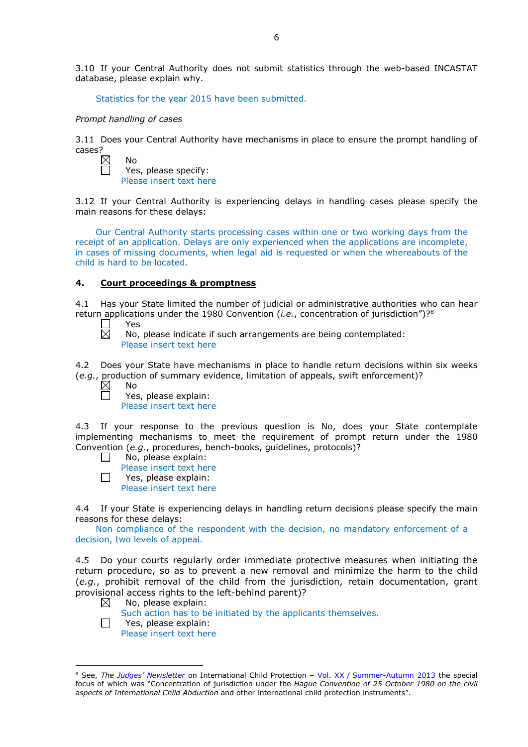3.10 If your Central Authority does not submit statistics through the web-based INCASTAT database, please explain why.

Statistics for the year 2015 have been submitted.

*Prompt handling of cases*

3.11 Does your Central Authority have mechanisms in place to ensure the prompt handling of cases?

☒ No

☐ Yes, please specify:
Please insert text here

3.12 If your Central Authority is experiencing delays in handling cases please specify the main reasons for these delays:

Our Central Authority starts processing cases within one or two working days from the receipt of an application. Delays are only experienced when the applications are incomplete, in cases of missing documents, when legal aid is requested or when the whereabouts of the child is hard to be located.

## 4. Court proceedings & promptness

4.1 Has your State limited the number of judicial or administrative authorities who can hear return applications under the 1980 Convention (*i.e.*, concentration of jurisdiction")?[8]

☐ Yes

☒ No, please indicate if such arrangements are being contemplated:
Please insert text here

4.2 Does your State have mechanisms in place to handle return decisions within six weeks (*e.g.*, production of summary evidence, limitation of appeals, swift enforcement)?

☒ No

☐ Yes, please explain:
Please insert text here

4.3 If your response to the previous question is No, does your State contemplate implementing mechanisms to meet the requirement of prompt return under the 1980 Convention (*e.g.*, procedures, bench-books, guidelines, protocols)?

☐ No, please explain:
Please insert text here

☐ Yes, please explain:
Please insert text here

4.4 If your State is experiencing delays in handling return decisions please specify the main reasons for these delays:

Non compliance of the respondent with the decision, no mandatory enforcement of a decision, two levels of appeal.

4.5 Do your courts regularly order immediate protective measures when initiating the return procedure, so as to prevent a new removal and minimize the harm to the child (*e.g.*, prohibit removal of the child from the jurisdiction, retain documentation, grant provisional access rights to the left-behind parent)?

☒ No, please explain:
Such action has to be initiated by the applicants themselves.

☐ Yes, please explain:
Please insert text here

---

[8] See, *The Judges' Newsletter* on International Child Protection – Vol. XX / Summer-Autumn 2013 the special focus of which was "Concentration of jurisdiction under the *Hague Convention of 25 October 1980 on the civil aspects of International Child Abduction* and other international child protection instruments".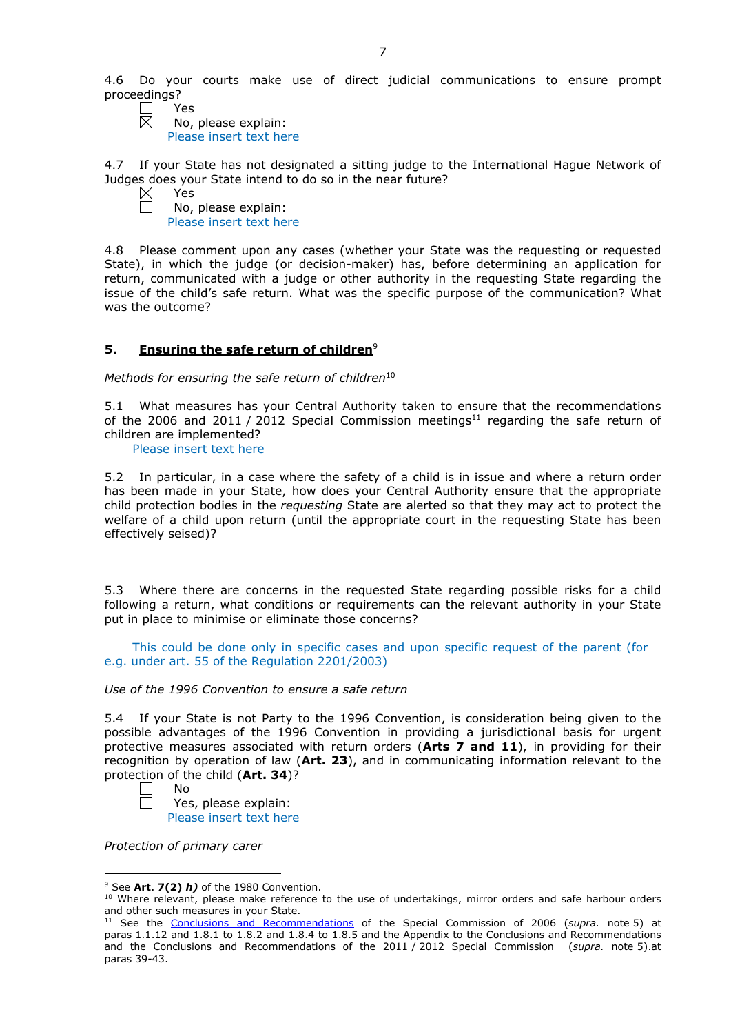4.6 Do your courts make use of direct judicial communications to ensure prompt proceedings?

☐ Yes
☒ No, please explain:
Please insert text here

4.7 If your State has not designated a sitting judge to the International Hague Network of Judges does your State intend to do so in the near future?

☒ Yes
☐ No, please explain:
Please insert text here

4.8 Please comment upon any cases (whether your State was the requesting or requested State), in which the judge (or decision-maker) has, before determining an application for return, communicated with a judge or other authority in the requesting State regarding the issue of the child's safe return. What was the specific purpose of the communication? What was the outcome?

## 5. Ensuring the safe return of children[9]

*Methods for ensuring the safe return of children*[10]

5.1 What measures has your Central Authority taken to ensure that the recommendations of the 2006 and 2011 / 2012 Special Commission meetings[11] regarding the safe return of children are implemented?

Please insert text here

5.2 In particular, in a case where the safety of a child is in issue and where a return order has been made in your State, how does your Central Authority ensure that the appropriate child protection bodies in the *requesting* State are alerted so that they may act to protect the welfare of a child upon return (until the appropriate court in the requesting State has been effectively seised)?

5.3 Where there are concerns in the requested State regarding possible risks for a child following a return, what conditions or requirements can the relevant authority in your State put in place to minimise or eliminate those concerns?

This could be done only in specific cases and upon specific request of the parent (for e.g. under art. 55 of the Regulation 2201/2003)

*Use of the 1996 Convention to ensure a safe return*

5.4 If your State is not Party to the 1996 Convention, is consideration being given to the possible advantages of the 1996 Convention in providing a jurisdictional basis for urgent protective measures associated with return orders (**Arts 7 and 11**), in providing for their recognition by operation of law (**Art. 23**), and in communicating information relevant to the protection of the child (**Art. 34**)?

☐ No
☐ Yes, please explain:
Please insert text here

*Protection of primary carer*

---

[9] See **Art. 7(2) *h)*** of the 1980 Convention.

[10] Where relevant, please make reference to the use of undertakings, mirror orders and safe harbour orders and other such measures in your State.

[11] See the Conclusions and Recommendations of the Special Commission of 2006 (*supra.* note 5) at paras 1.1.12 and 1.8.1 to 1.8.2 and 1.8.4 to 1.8.5 and the Appendix to the Conclusions and Recommendations and the Conclusions and Recommendations of the 2011 / 2012 Special Commission (*supra.* note 5).at paras 39-43.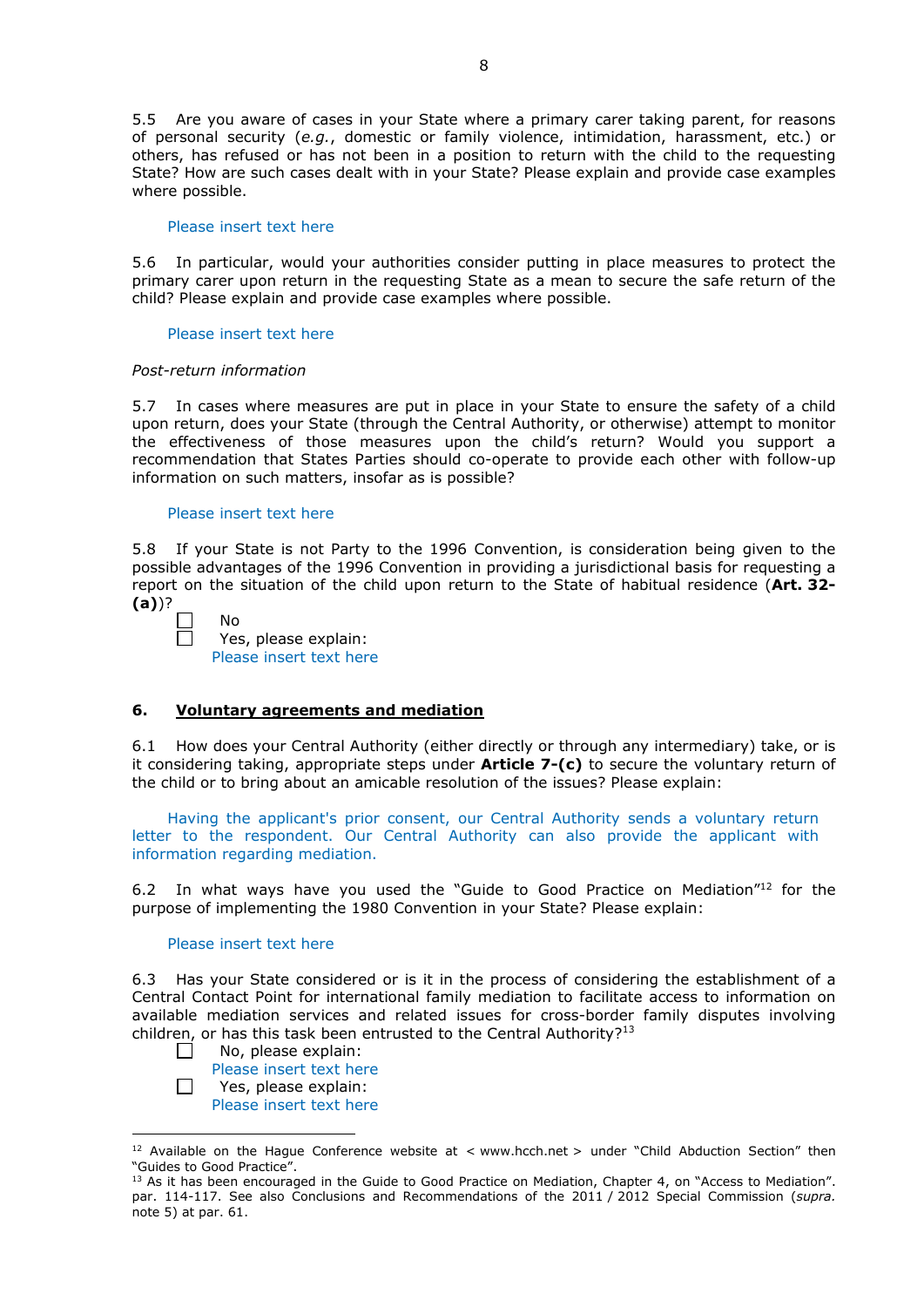5.5 Are you aware of cases in your State where a primary carer taking parent, for reasons of personal security (*e.g.*, domestic or family violence, intimidation, harassment, etc.) or others, has refused or has not been in a position to return with the child to the requesting State? How are such cases dealt with in your State? Please explain and provide case examples where possible.

Please insert text here

5.6 In particular, would your authorities consider putting in place measures to protect the primary carer upon return in the requesting State as a mean to secure the safe return of the child? Please explain and provide case examples where possible.

Please insert text here

*Post-return information*

5.7 In cases where measures are put in place in your State to ensure the safety of a child upon return, does your State (through the Central Authority, or otherwise) attempt to monitor the effectiveness of those measures upon the child's return? Would you support a recommendation that States Parties should co-operate to provide each other with follow-up information on such matters, insofar as is possible?

Please insert text here

5.8 If your State is not Party to the 1996 Convention, is consideration being given to the possible advantages of the 1996 Convention in providing a jurisdictional basis for requesting a report on the situation of the child upon return to the State of habitual residence (**Art. 32-(a)**)?

☐ No
☐ Yes, please explain:
Please insert text here

## 6. Voluntary agreements and mediation

6.1 How does your Central Authority (either directly or through any intermediary) take, or is it considering taking, appropriate steps under **Article 7-(c)** to secure the voluntary return of the child or to bring about an amicable resolution of the issues? Please explain:

Having the applicant's prior consent, our Central Authority sends a voluntary return letter to the respondent. Our Central Authority can also provide the applicant with information regarding mediation.

6.2 In what ways have you used the "Guide to Good Practice on Mediation"[12] for the purpose of implementing the 1980 Convention in your State? Please explain:

Please insert text here

6.3 Has your State considered or is it in the process of considering the establishment of a Central Contact Point for international family mediation to facilitate access to information on available mediation services and related issues for cross-border family disputes involving children, or has this task been entrusted to the Central Authority?[13]

☐ No, please explain:
Please insert text here
☐ Yes, please explain:
Please insert text here

---

[12] Available on the Hague Conference website at < www.hcch.net > under "Child Abduction Section" then "Guides to Good Practice".
[13] As it has been encouraged in the Guide to Good Practice on Mediation, Chapter 4, on "Access to Mediation". par. 114-117. See also Conclusions and Recommendations of the 2011 / 2012 Special Commission (*supra.* note 5) at par. 61.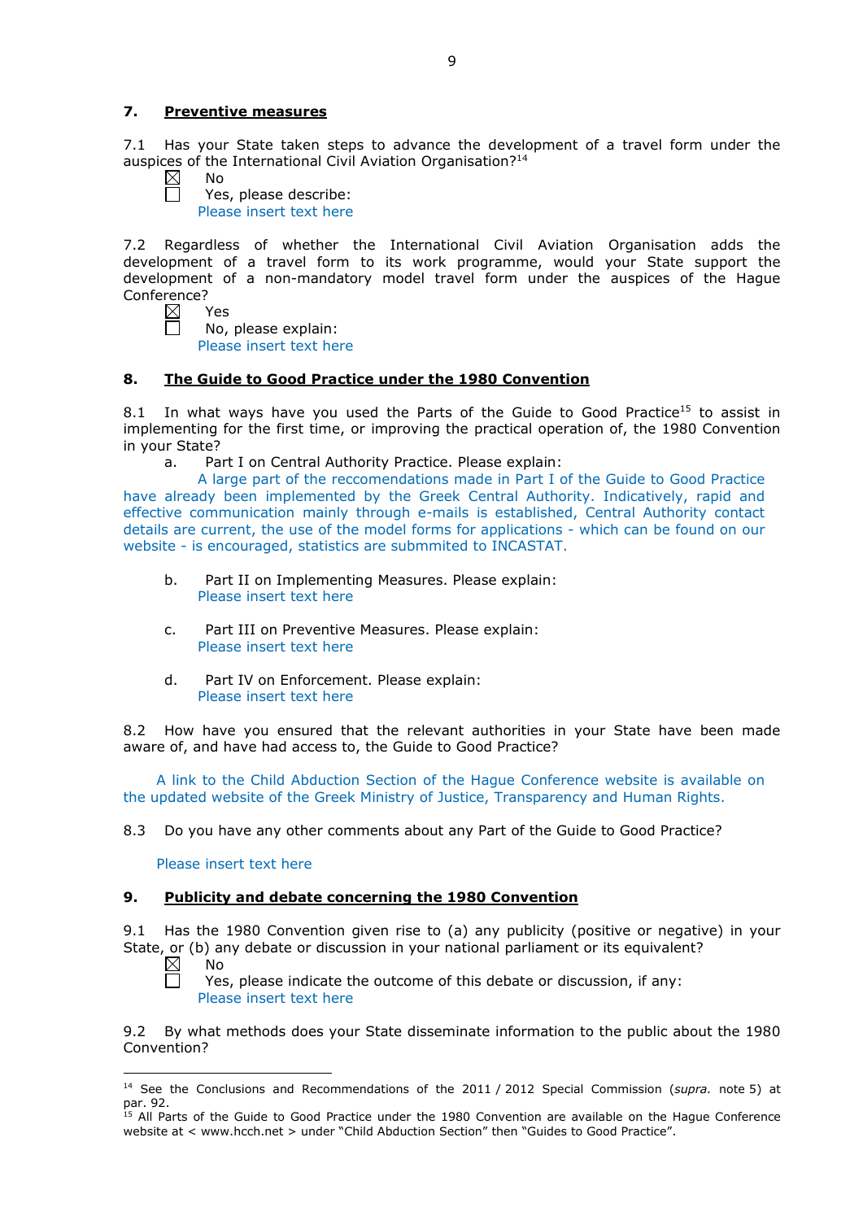## 7. Preventive measures

7.1 Has your State taken steps to advance the development of a travel form under the auspices of the International Civil Aviation Organisation?[14]

☒ No
☐ Yes, please describe:
Please insert text here

7.2 Regardless of whether the International Civil Aviation Organisation adds the development of a travel form to its work programme, would your State support the development of a non-mandatory model travel form under the auspices of the Hague Conference?

☒ Yes
☐ No, please explain:
Please insert text here

## 8. The Guide to Good Practice under the 1980 Convention

8.1 In what ways have you used the Parts of the Guide to Good Practice[15] to assist in implementing for the first time, or improving the practical operation of, the 1980 Convention in your State?

a. Part I on Central Authority Practice. Please explain:
A large part of the reccomendations made in Part I of the Guide to Good Practice have already been implemented by the Greek Central Authority. Indicatively, rapid and effective communication mainly through e-mails is established, Central Authority contact details are current, the use of the model forms for applications - which can be found on our website - is encouraged, statistics are submmited to INCASTAT.

b. Part II on Implementing Measures. Please explain:
Please insert text here

c. Part III on Preventive Measures. Please explain:
Please insert text here

d. Part IV on Enforcement. Please explain:
Please insert text here

8.2 How have you ensured that the relevant authorities in your State have been made aware of, and have had access to, the Guide to Good Practice?

A link to the Child Abduction Section of the Hague Conference website is available on the updated website of the Greek Ministry of Justice, Transparency and Human Rights.

8.3 Do you have any other comments about any Part of the Guide to Good Practice?

Please insert text here

## 9. Publicity and debate concerning the 1980 Convention

9.1 Has the 1980 Convention given rise to (a) any publicity (positive or negative) in your State, or (b) any debate or discussion in your national parliament or its equivalent?

☒ No
☐ Yes, please indicate the outcome of this debate or discussion, if any:
Please insert text here

9.2 By what methods does your State disseminate information to the public about the 1980 Convention?

---

[14] See the Conclusions and Recommendations of the 2011 / 2012 Special Commission (*supra.* note 5) at par. 92.

[15] All Parts of the Guide to Good Practice under the 1980 Convention are available on the Hague Conference website at < www.hcch.net > under "Child Abduction Section" then "Guides to Good Practice".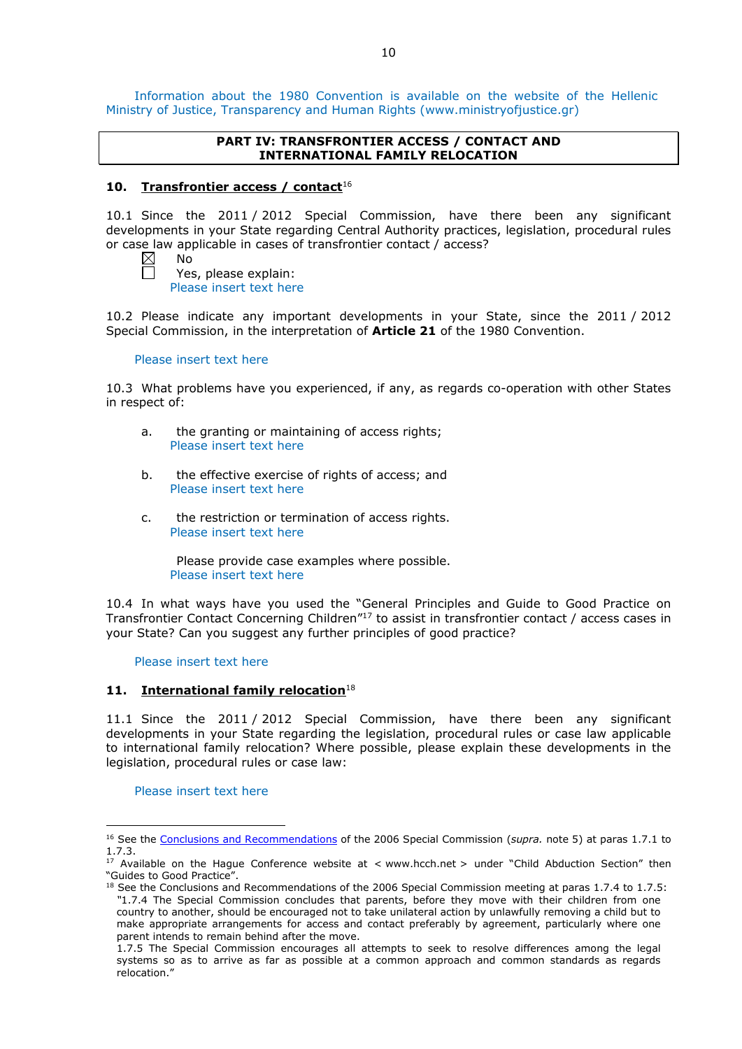Information about the 1980 Convention is available on the website of the Hellenic Ministry of Justice, Transparency and Human Rights (www.ministryofjustice.gr)

**PART IV: TRANSFRONTIER ACCESS / CONTACT AND INTERNATIONAL FAMILY RELOCATION**

## 10. Transfrontier access / contact[16]

10.1 Since the 2011 / 2012 Special Commission, have there been any significant developments in your State regarding Central Authority practices, legislation, procedural rules or case law applicable in cases of transfrontier contact / access?

☒ No
☐ Yes, please explain:
Please insert text here

10.2 Please indicate any important developments in your State, since the 2011 / 2012 Special Commission, in the interpretation of **Article 21** of the 1980 Convention.

Please insert text here

10.3 What problems have you experienced, if any, as regards co-operation with other States in respect of:

a. the granting or maintaining of access rights;
Please insert text here

b. the effective exercise of rights of access; and
Please insert text here

c. the restriction or termination of access rights.
Please insert text here

Please provide case examples where possible.
Please insert text here

10.4 In what ways have you used the "General Principles and Guide to Good Practice on Transfrontier Contact Concerning Children"[17] to assist in transfrontier contact / access cases in your State? Can you suggest any further principles of good practice?

Please insert text here

## 11. International family relocation[18]

11.1 Since the 2011 / 2012 Special Commission, have there been any significant developments in your State regarding the legislation, procedural rules or case law applicable to international family relocation? Where possible, please explain these developments in the legislation, procedural rules or case law:

Please insert text here

---

[16] See the Conclusions and Recommendations of the 2006 Special Commission (*supra.* note 5) at paras 1.7.1 to 1.7.3.

[17] Available on the Hague Conference website at < www.hcch.net > under "Child Abduction Section" then "Guides to Good Practice".

[18] See the Conclusions and Recommendations of the 2006 Special Commission meeting at paras 1.7.4 to 1.7.5: "1.7.4 The Special Commission concludes that parents, before they move with their children from one country to another, should be encouraged not to take unilateral action by unlawfully removing a child but to make appropriate arrangements for access and contact preferably by agreement, particularly where one parent intends to remain behind after the move.
1.7.5 The Special Commission encourages all attempts to seek to resolve differences among the legal systems so as to arrive as far as possible at a common approach and common standards as regards relocation."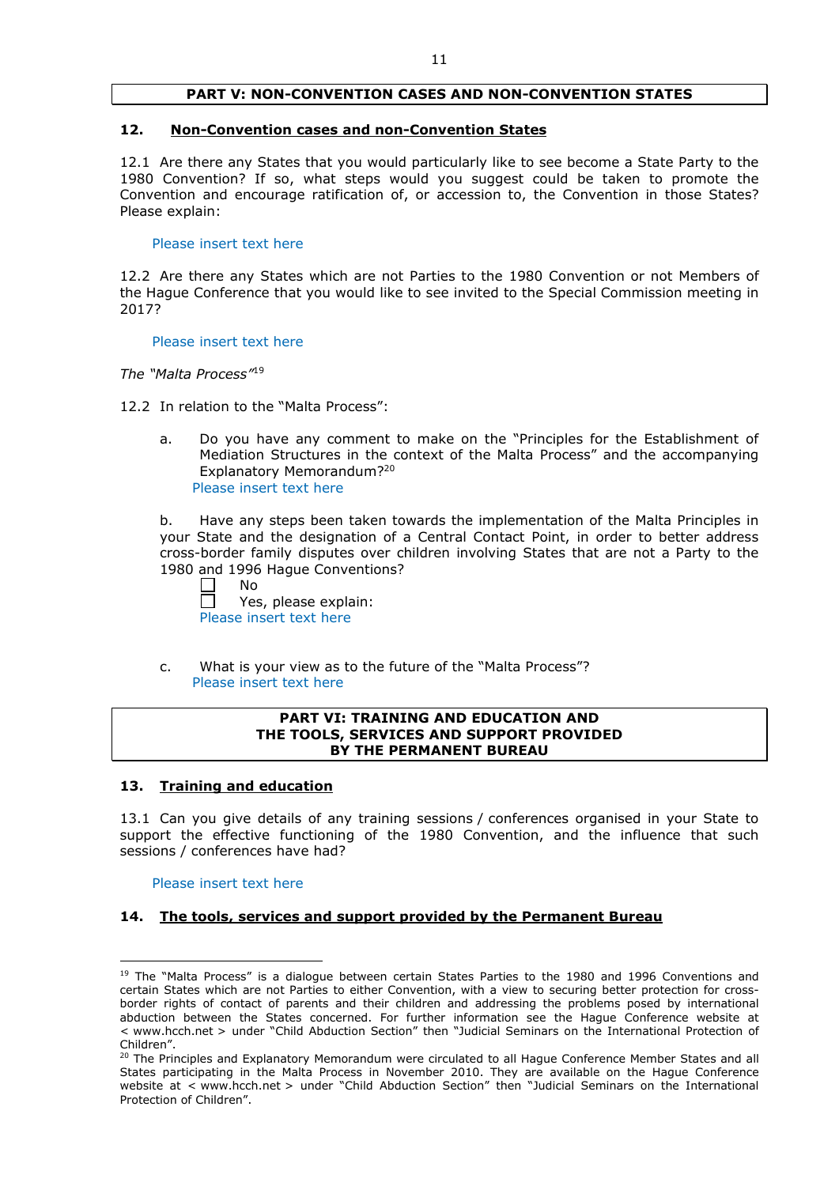## PART V: NON-CONVENTION CASES AND NON-CONVENTION STATES

### 12. Non-Convention cases and non-Convention States

12.1 Are there any States that you would particularly like to see become a State Party to the 1980 Convention? If so, what steps would you suggest could be taken to promote the Convention and encourage ratification of, or accession to, the Convention in those States? Please explain:

Please insert text here

12.2 Are there any States which are not Parties to the 1980 Convention or not Members of the Hague Conference that you would like to see invited to the Special Commission meeting in 2017?

Please insert text here

*The "Malta Process"*[19]

12.2 In relation to the "Malta Process":

a. Do you have any comment to make on the "Principles for the Establishment of Mediation Structures in the context of the Malta Process" and the accompanying Explanatory Memorandum?[20]
Please insert text here

b. Have any steps been taken towards the implementation of the Malta Principles in your State and the designation of a Central Contact Point, in order to better address cross-border family disputes over children involving States that are not a Party to the 1980 and 1996 Hague Conventions?
☐ No
☐ Yes, please explain:
Please insert text here

c. What is your view as to the future of the "Malta Process"?
Please insert text here

## PART VI: TRAINING AND EDUCATION AND THE TOOLS, SERVICES AND SUPPORT PROVIDED BY THE PERMANENT BUREAU

### 13. Training and education

13.1 Can you give details of any training sessions / conferences organised in your State to support the effective functioning of the 1980 Convention, and the influence that such sessions / conferences have had?

Please insert text here

### 14. The tools, services and support provided by the Permanent Bureau

---

[19] The "Malta Process" is a dialogue between certain States Parties to the 1980 and 1996 Conventions and certain States which are not Parties to either Convention, with a view to securing better protection for cross-border rights of contact of parents and their children and addressing the problems posed by international abduction between the States concerned. For further information see the Hague Conference website at < www.hcch.net > under "Child Abduction Section" then "Judicial Seminars on the International Protection of Children".

[20] The Principles and Explanatory Memorandum were circulated to all Hague Conference Member States and all States participating in the Malta Process in November 2010. They are available on the Hague Conference website at < www.hcch.net > under "Child Abduction Section" then "Judicial Seminars on the International Protection of Children".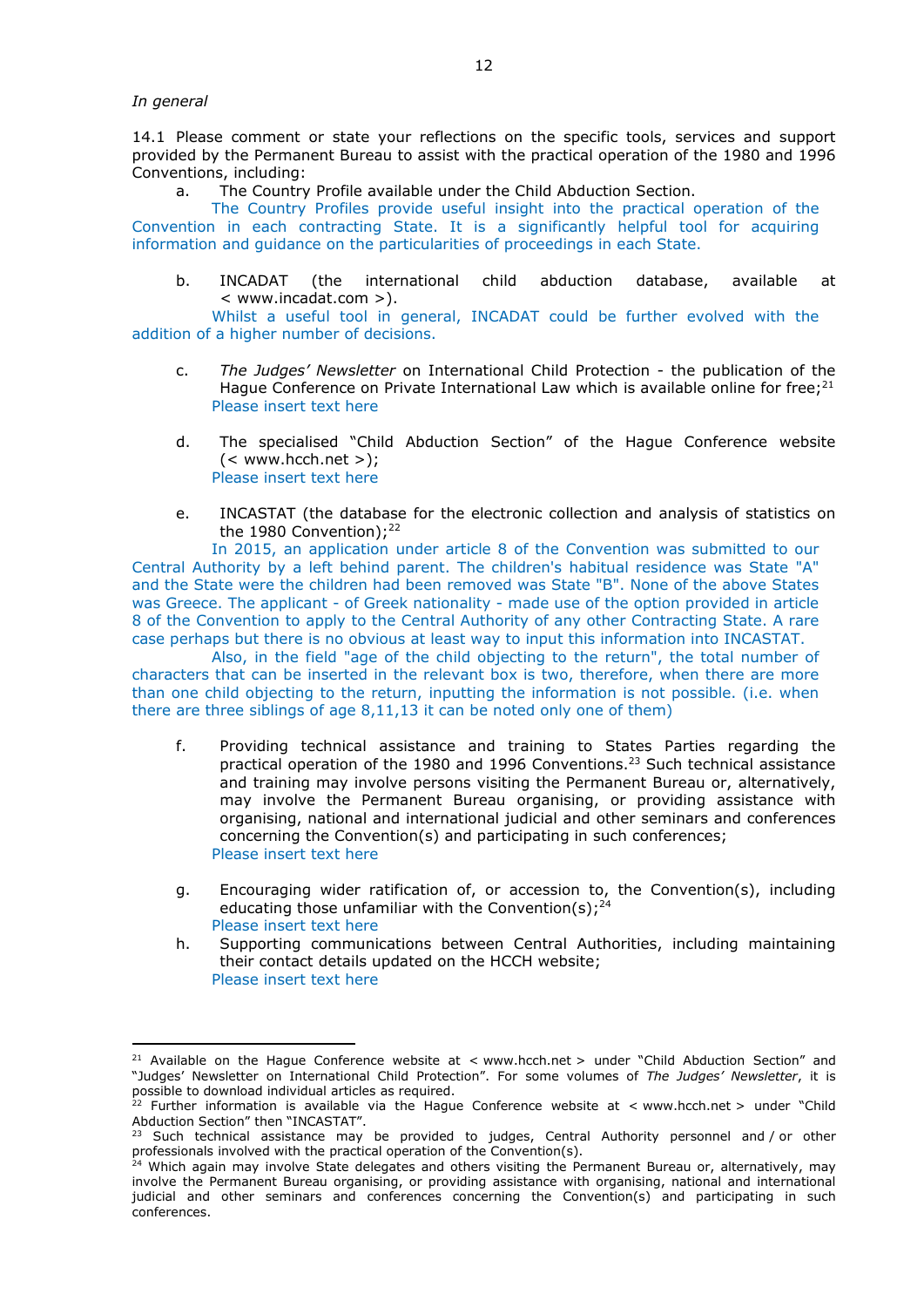*In general*

14.1 Please comment or state your reflections on the specific tools, services and support provided by the Permanent Bureau to assist with the practical operation of the 1980 and 1996 Conventions, including:

a. The Country Profile available under the Child Abduction Section.

The Country Profiles provide useful insight into the practical operation of the Convention in each contracting State. It is a significantly helpful tool for acquiring information and guidance on the particularities of proceedings in each State.

b. INCADAT (the international child abduction database, available at < www.incadat.com >).

Whilst a useful tool in general, INCADAT could be further evolved with the addition of a higher number of decisions.

c. *The Judges' Newsletter* on International Child Protection - the publication of the Hague Conference on Private International Law which is available online for free;[21]

Please insert text here

d. The specialised "Child Abduction Section" of the Hague Conference website (< www.hcch.net >);

Please insert text here

e. INCASTAT (the database for the electronic collection and analysis of statistics on the 1980 Convention);[22]

In 2015, an application under article 8 of the Convention was submitted to our Central Authority by a left behind parent. The children's habitual residence was State "A" and the State were the children had been removed was State "B". None of the above States was Greece. The applicant - of Greek nationality - made use of the option provided in article 8 of the Convention to apply to the Central Authority of any other Contracting State. A rare case perhaps but there is no obvious at least way to input this information into INCASTAT.

Also, in the field "age of the child objecting to the return", the total number of characters that can be inserted in the relevant box is two, therefore, when there are more than one child objecting to the return, inputting the information is not possible. (i.e. when there are three siblings of age 8,11,13 it can be noted only one of them)

f. Providing technical assistance and training to States Parties regarding the practical operation of the 1980 and 1996 Conventions.[23] Such technical assistance and training may involve persons visiting the Permanent Bureau or, alternatively, may involve the Permanent Bureau organising, or providing assistance with organising, national and international judicial and other seminars and conferences concerning the Convention(s) and participating in such conferences;

Please insert text here

g. Encouraging wider ratification of, or accession to, the Convention(s), including educating those unfamiliar with the Convention(s);[24]

Please insert text here

h. Supporting communications between Central Authorities, including maintaining their contact details updated on the HCCH website;

Please insert text here

---

[21] Available on the Hague Conference website at < www.hcch.net > under "Child Abduction Section" and "Judges' Newsletter on International Child Protection". For some volumes of *The Judges' Newsletter*, it is possible to download individual articles as required.

[22] Further information is available via the Hague Conference website at < www.hcch.net > under "Child Abduction Section" then "INCASTAT".

[23] Such technical assistance may be provided to judges, Central Authority personnel and / or other professionals involved with the practical operation of the Convention(s).

[24] Which again may involve State delegates and others visiting the Permanent Bureau or, alternatively, may involve the Permanent Bureau organising, or providing assistance with organising, national and international judicial and other seminars and conferences concerning the Convention(s) and participating in such conferences.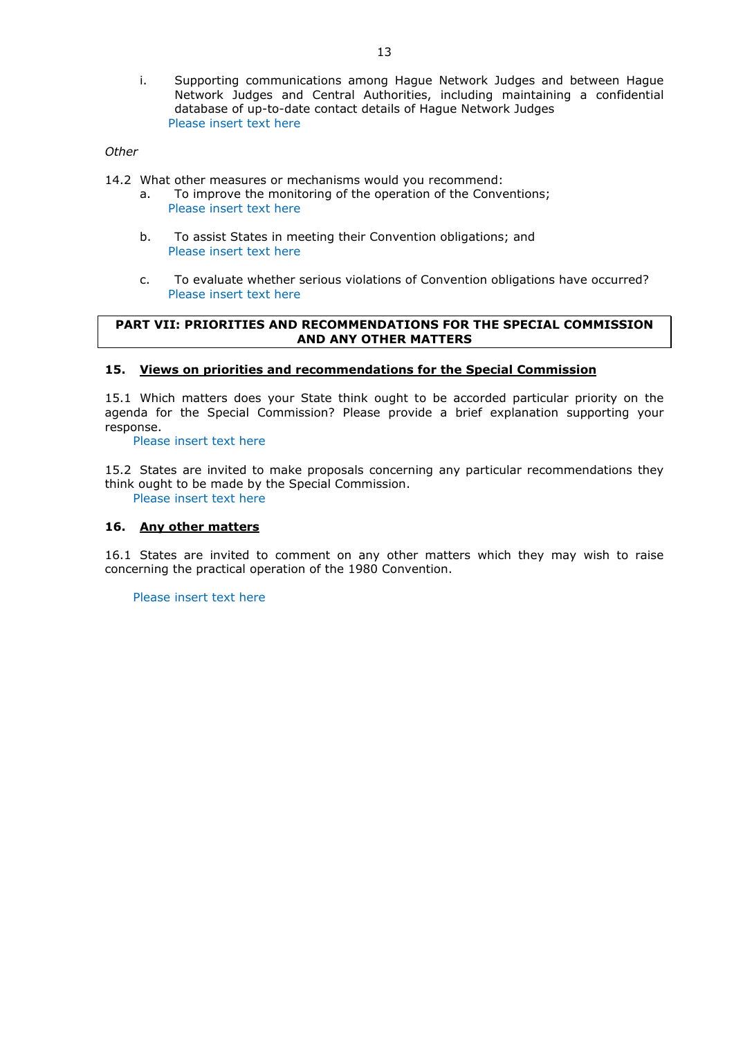i. Supporting communications among Hague Network Judges and between Hague Network Judges and Central Authorities, including maintaining a confidential database of up-to-date contact details of Hague Network Judges
   Please insert text here

*Other*

14.2 What other measures or mechanisms would you recommend:

a. To improve the monitoring of the operation of the Conventions;
   Please insert text here

b. To assist States in meeting their Convention obligations; and
   Please insert text here

c. To evaluate whether serious violations of Convention obligations have occurred?
   Please insert text here

## PART VII: PRIORITIES AND RECOMMENDATIONS FOR THE SPECIAL COMMISSION AND ANY OTHER MATTERS

### 15. Views on priorities and recommendations for the Special Commission

15.1 Which matters does your State think ought to be accorded particular priority on the agenda for the Special Commission? Please provide a brief explanation supporting your response.

Please insert text here

15.2 States are invited to make proposals concerning any particular recommendations they think ought to be made by the Special Commission.

Please insert text here

### 16. Any other matters

16.1 States are invited to comment on any other matters which they may wish to raise concerning the practical operation of the 1980 Convention.

Please insert text here